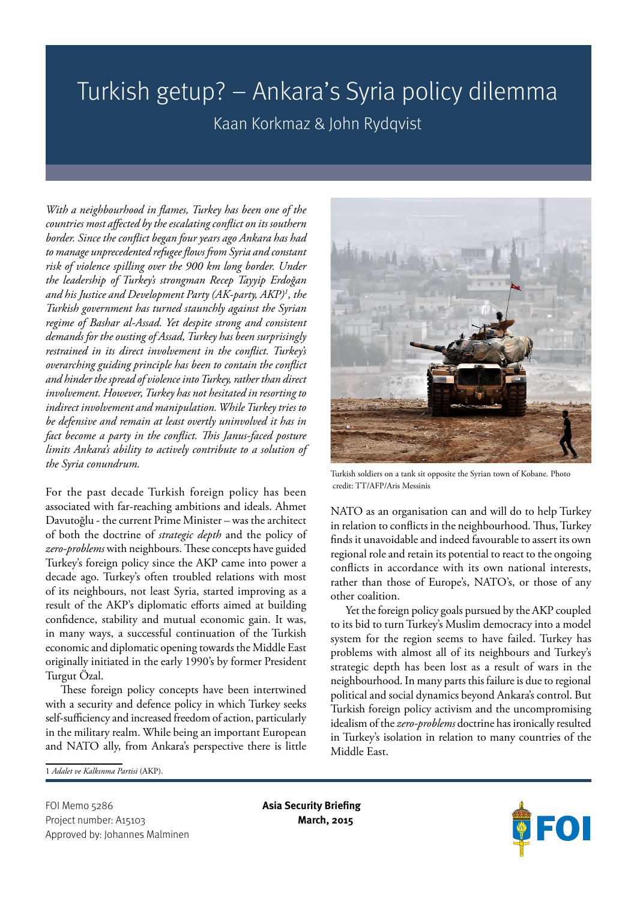# Turkish getup? – Ankara's Syria policy dilemma

Kaan Korkmaz & John Rydqvist

*With a neighbourhood in flames, Turkey has been one of the countries most affected by the escalating conflict on its southern border. Since the conflict began four years ago Ankara has had to manage unprecedented refugee flows from Syria and constant risk of violence spilling over the 900 km long border. Under the leadership of Turkey's strongman Recep Tayyip Erdoğan and his Justice and Development Party (AK-party, AKP)[1], the Turkish government has turned staunchly against the Syrian regime of Bashar al-Assad. Yet despite strong and consistent demands for the ousting of Assad, Turkey has been surprisingly restrained in its direct involvement in the conflict. Turkey's overarching guiding principle has been to contain the conflict and hinder the spread of violence into Turkey, rather than direct involvement. However, Turkey has not hesitated in resorting to indirect involvement and manipulation. While Turkey tries to be defensive and remain at least overtly uninvolved it has in fact become a party in the conflict. This Janus-faced posture limits Ankara's ability to actively contribute to a solution of the Syria conundrum.*

For the past decade Turkish foreign policy has been associated with far-reaching ambitions and ideals. Ahmet Davutoğlu - the current Prime Minister – was the architect of both the doctrine of *strategic depth* and the policy of *zero-problems* with neighbours. These concepts have guided Turkey's foreign policy since the AKP came into power a decade ago. Turkey's often troubled relations with most of its neighbours, not least Syria, started improving as a result of the AKP's diplomatic efforts aimed at building confidence, stability and mutual economic gain. It was, in many ways, a successful continuation of the Turkish economic and diplomatic opening towards the Middle East originally initiated in the early 1990's by former President Turgut Özal.

These foreign policy concepts have been intertwined with a security and defence policy in which Turkey seeks self-sufficiency and increased freedom of action, particularly in the military realm. While being an important European and NATO ally, from Ankara's perspective there is little NATO as an organisation can and will do to help Turkey in relation to conflicts in the neighbourhood. Thus, Turkey finds it unavoidable and indeed favourable to assert its own regional role and retain its potential to react to the ongoing conflicts in accordance with its own national interests, rather than those of Europe's, NATO's, or those of any other coalition.

Turkish soldiers on a tank sit opposite the Syrian town of Kobane. Photo credit: TT/AFP/Aris Messinis

Yet the foreign policy goals pursued by the AKP coupled to its bid to turn Turkey's Muslim democracy into a model system for the region seems to have failed. Turkey has problems with almost all of its neighbours and Turkey's strategic depth has been lost as a result of wars in the neighbourhood. In many parts this failure is due to regional political and social dynamics beyond Ankara's control. But Turkish foreign policy activism and the uncompromising idealism of the *zero-problems* doctrine has ironically resulted in Turkey's isolation in relation to many countries of the Middle East.

1 *Adalet ve Kalkınma Partisi* (AKP).

FOI Memo 5286
Project number: A15103
Approved by: Johannes Malminen

**Asia Security Briefing**
**March, 2015**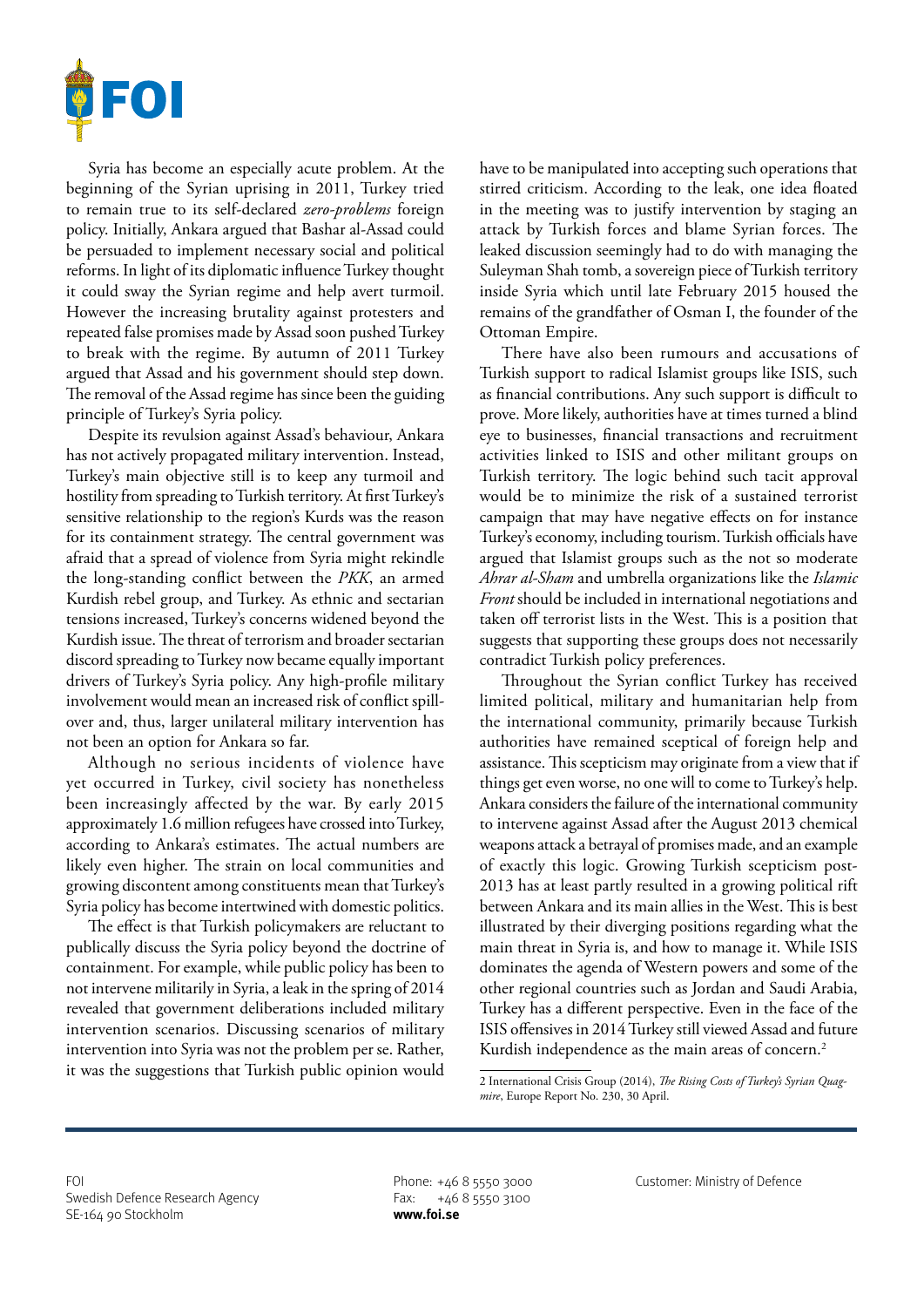Syria has become an especially acute problem. At the beginning of the Syrian uprising in 2011, Turkey tried to remain true to its self-declared *zero-problems* foreign policy. Initially, Ankara argued that Bashar al-Assad could be persuaded to implement necessary social and political reforms. In light of its diplomatic influence Turkey thought it could sway the Syrian regime and help avert turmoil. However the increasing brutality against protesters and repeated false promises made by Assad soon pushed Turkey to break with the regime. By autumn of 2011 Turkey argued that Assad and his government should step down. The removal of the Assad regime has since been the guiding principle of Turkey's Syria policy.

Despite its revulsion against Assad's behaviour, Ankara has not actively propagated military intervention. Instead, Turkey's main objective still is to keep any turmoil and hostility from spreading to Turkish territory. At first Turkey's sensitive relationship to the region's Kurds was the reason for its containment strategy. The central government was afraid that a spread of violence from Syria might rekindle the long-standing conflict between the *PKK*, an armed Kurdish rebel group, and Turkey. As ethnic and sectarian tensions increased, Turkey's concerns widened beyond the Kurdish issue. The threat of terrorism and broader sectarian discord spreading to Turkey now became equally important drivers of Turkey's Syria policy. Any high-profile military involvement would mean an increased risk of conflict spill-over and, thus, larger unilateral military intervention has not been an option for Ankara so far.

Although no serious incidents of violence have yet occurred in Turkey, civil society has nonetheless been increasingly affected by the war. By early 2015 approximately 1.6 million refugees have crossed into Turkey, according to Ankara's estimates. The actual numbers are likely even higher. The strain on local communities and growing discontent among constituents mean that Turkey's Syria policy has become intertwined with domestic politics.

The effect is that Turkish policymakers are reluctant to publically discuss the Syria policy beyond the doctrine of containment. For example, while public policy has been to not intervene militarily in Syria, a leak in the spring of 2014 revealed that government deliberations included military intervention scenarios. Discussing scenarios of military intervention into Syria was not the problem per se. Rather, it was the suggestions that Turkish public opinion would have to be manipulated into accepting such operations that stirred criticism. According to the leak, one idea floated in the meeting was to justify intervention by staging an attack by Turkish forces and blame Syrian forces. The leaked discussion seemingly had to do with managing the Suleyman Shah tomb, a sovereign piece of Turkish territory inside Syria which until late February 2015 housed the remains of the grandfather of Osman I, the founder of the Ottoman Empire.

There have also been rumours and accusations of Turkish support to radical Islamist groups like ISIS, such as financial contributions. Any such support is difficult to prove. More likely, authorities have at times turned a blind eye to businesses, financial transactions and recruitment activities linked to ISIS and other militant groups on Turkish territory. The logic behind such tacit approval would be to minimize the risk of a sustained terrorist campaign that may have negative effects on for instance Turkey's economy, including tourism. Turkish officials have argued that Islamist groups such as the not so moderate *Ahrar al-Sham* and umbrella organizations like the *Islamic Front* should be included in international negotiations and taken off terrorist lists in the West. This is a position that suggests that supporting these groups does not necessarily contradict Turkish policy preferences.

Throughout the Syrian conflict Turkey has received limited political, military and humanitarian help from the international community, primarily because Turkish authorities have remained sceptical of foreign help and assistance. This scepticism may originate from a view that if things get even worse, no one will to come to Turkey's help. Ankara considers the failure of the international community to intervene against Assad after the August 2013 chemical weapons attack a betrayal of promises made, and an example of exactly this logic. Growing Turkish scepticism post-2013 has at least partly resulted in a growing political rift between Ankara and its main allies in the West. This is best illustrated by their diverging positions regarding what the main threat in Syria is, and how to manage it. While ISIS dominates the agenda of Western powers and some of the other regional countries such as Jordan and Saudi Arabia, Turkey has a different perspective. Even in the face of the ISIS offensives in 2014 Turkey still viewed Assad and future Kurdish independence as the main areas of concern.[2]

---

2 International Crisis Group (2014), *The Rising Costs of Turkey's Syrian Quagmire*, Europe Report No. 230, 30 April.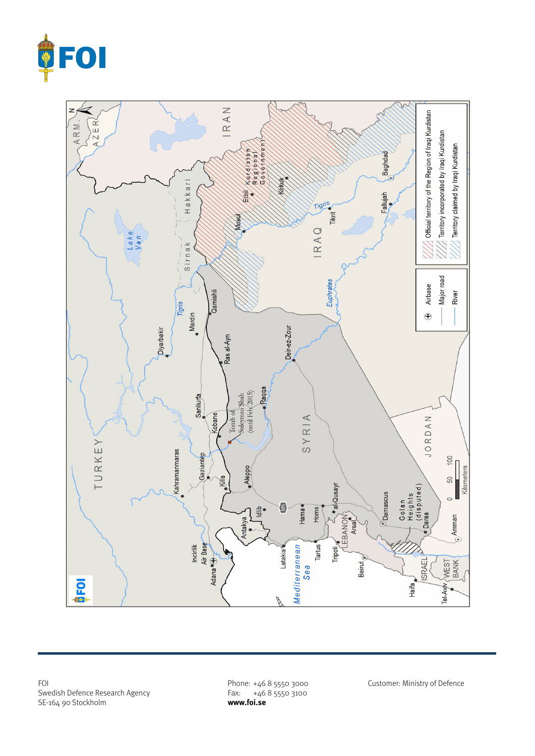FOI
Swedish Defence Research Agency
SE-164 90 Stockholm

Phone: +46 8 5550 3000
Fax: +46 8 5550 3100
**www.foi.se**

Customer: Ministry of Defence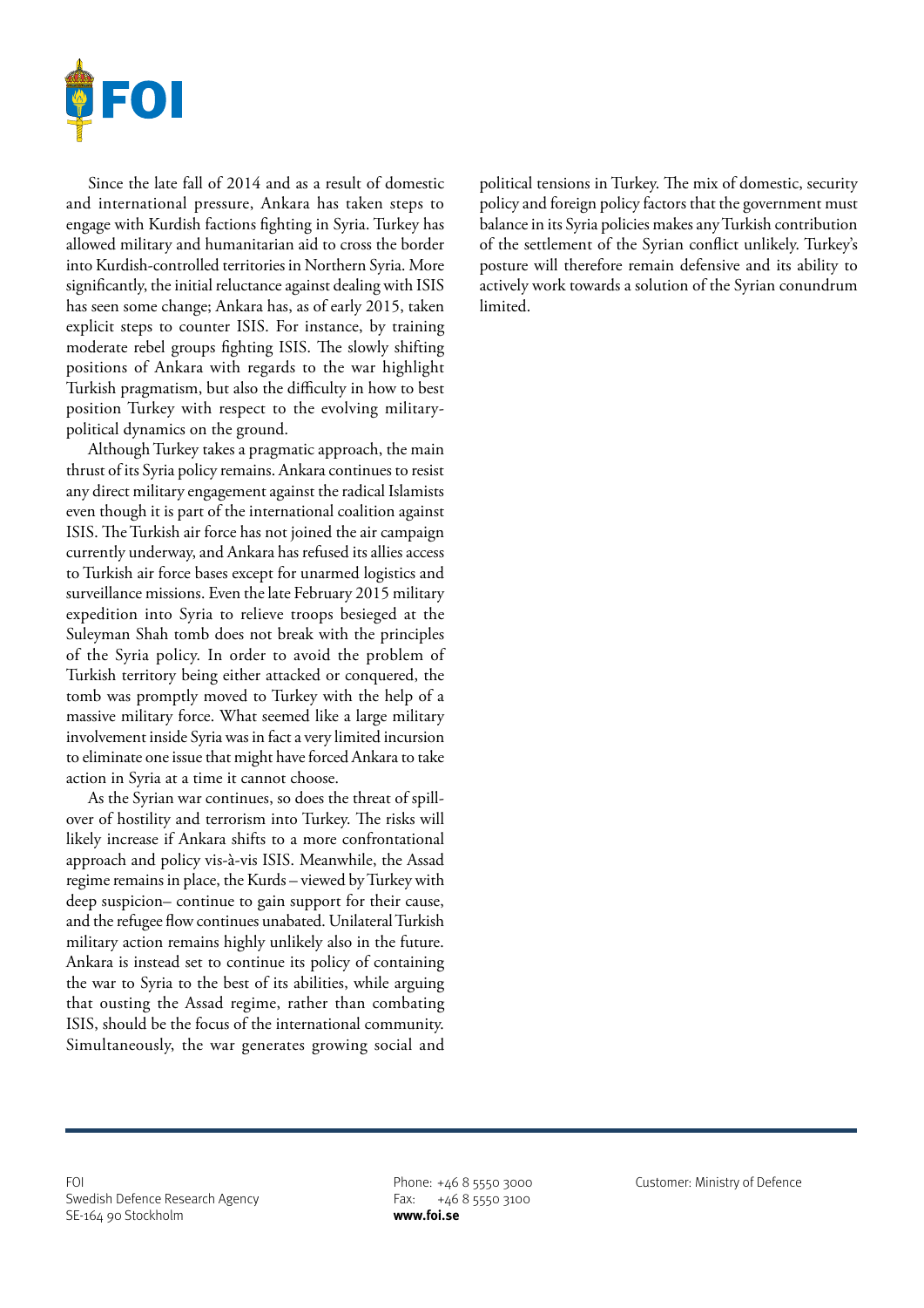Since the late fall of 2014 and as a result of domestic and international pressure, Ankara has taken steps to engage with Kurdish factions fighting in Syria. Turkey has allowed military and humanitarian aid to cross the border into Kurdish-controlled territories in Northern Syria. More significantly, the initial reluctance against dealing with ISIS has seen some change; Ankara has, as of early 2015, taken explicit steps to counter ISIS. For instance, by training moderate rebel groups fighting ISIS. The slowly shifting positions of Ankara with regards to the war highlight Turkish pragmatism, but also the difficulty in how to best position Turkey with respect to the evolving military-political dynamics on the ground.

Although Turkey takes a pragmatic approach, the main thrust of its Syria policy remains. Ankara continues to resist any direct military engagement against the radical Islamists even though it is part of the international coalition against ISIS. The Turkish air force has not joined the air campaign currently underway, and Ankara has refused its allies access to Turkish air force bases except for unarmed logistics and surveillance missions. Even the late February 2015 military expedition into Syria to relieve troops besieged at the Suleyman Shah tomb does not break with the principles of the Syria policy. In order to avoid the problem of Turkish territory being either attacked or conquered, the tomb was promptly moved to Turkey with the help of a massive military force. What seemed like a large military involvement inside Syria was in fact a very limited incursion to eliminate one issue that might have forced Ankara to take action in Syria at a time it cannot choose.

As the Syrian war continues, so does the threat of spill-over of hostility and terrorism into Turkey. The risks will likely increase if Ankara shifts to a more confrontational approach and policy vis-à-vis ISIS. Meanwhile, the Assad regime remains in place, the Kurds – viewed by Turkey with deep suspicion– continue to gain support for their cause, and the refugee flow continues unabated. Unilateral Turkish military action remains highly unlikely also in the future. Ankara is instead set to continue its policy of containing the war to Syria to the best of its abilities, while arguing that ousting the Assad regime, rather than combating ISIS, should be the focus of the international community. Simultaneously, the war generates growing social and political tensions in Turkey. The mix of domestic, security policy and foreign policy factors that the government must balance in its Syria policies makes any Turkish contribution of the settlement of the Syrian conflict unlikely. Turkey's posture will therefore remain defensive and its ability to actively work towards a solution of the Syrian conundrum limited.

FOI
Swedish Defence Research Agency
SE-164 90 Stockholm

Phone: +46 8 5550 3000
Fax: +46 8 5550 3100
**www.foi.se**

Customer: Ministry of Defence